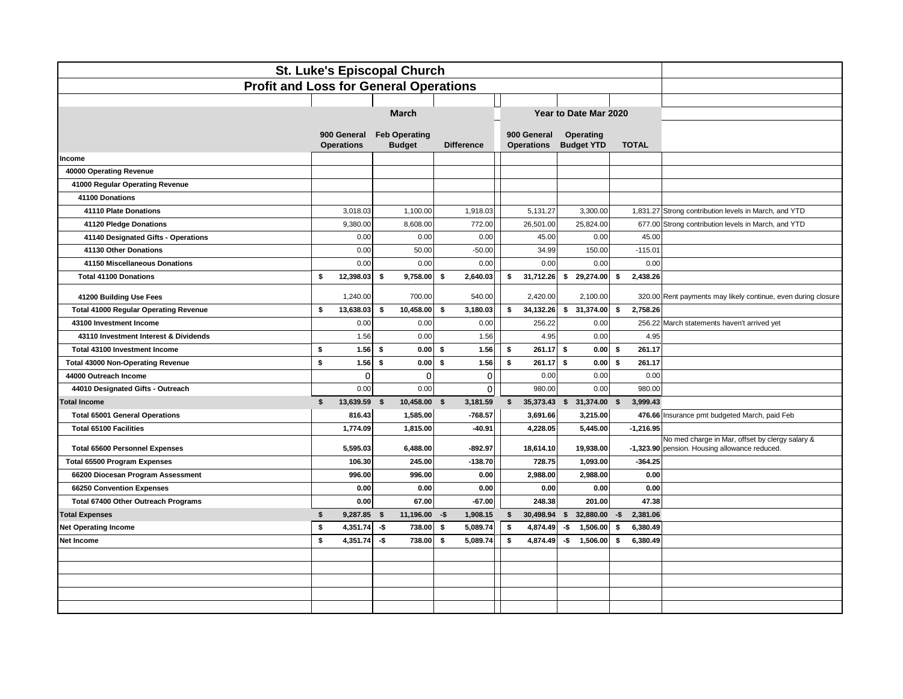# St. Luke's Episcopal Church

## Profit and Loss for General Operations

| | March | | | Year to Date Mar 2020 | | | |
|---|---|---|---|---|---|---|---|
| | 900 General Operations | Feb Operating Budget | Difference | 900 General Operations | Operating Budget YTD | TOTAL | |
| **Income** | | | | | | | |
| **40000 Operating Revenue** | | | | | | | |
| **41000 Regular Operating Revenue** | | | | | | | |
| **41100 Donations** | | | | | | | |
| **41110 Plate Donations** | 3,018.03 | 1,100.00 | 1,918.03 | 5,131.27 | 3,300.00 | 1,831.27 | Strong contribution levels in March, and YTD |
| **41120 Pledge Donations** | 9,380.00 | 8,608.00 | 772.00 | 26,501.00 | 25,824.00 | 677.00 | Strong contribution levels in March, and YTD |
| **41140 Designated Gifts - Operations** | 0.00 | 0.00 | 0.00 | 45.00 | 0.00 | 45.00 | |
| **41130 Other Donations** | 0.00 | 50.00 | -50.00 | 34.99 | 150.00 | -115.01 | |
| **41150 Miscellaneous Donations** | 0.00 | 0.00 | 0.00 | 0.00 | 0.00 | 0.00 | |
| **Total 41100 Donations** | **$ 12,398.03** | **$ 9,758.00** | **$ 2,640.03** | **$ 31,712.26** | **$ 29,274.00** | **$ 2,438.26** | |
| **41200 Building Use Fees** | 1,240.00 | 700.00 | 540.00 | 2,420.00 | 2,100.00 | 320.00 | Rent payments may likely continue, even during closure |
| **Total 41000 Regular Operating Revenue** | **$ 13,638.03** | **$ 10,458.00** | **$ 3,180.03** | **$ 34,132.26** | **$ 31,374.00** | **$ 2,758.26** | |
| **43100 Investment Income** | 0.00 | 0.00 | 0.00 | 256.22 | 0.00 | 256.22 | March statements haven't arrived yet |
| **43110 Investment Interest & Dividends** | 1.56 | 0.00 | 1.56 | 4.95 | 0.00 | 4.95 | |
| **Total 43100 Investment Income** | **$ 1.56** | **$ 0.00** | **$ 1.56** | **$ 261.17** | **$ 0.00** | **$ 261.17** | |
| **Total 43000 Non-Operating Revenue** | **$ 1.56** | **$ 0.00** | **$ 1.56** | **$ 261.17** | **$ 0.00** | **$ 261.17** | |
| **44000 Outreach Income** | 0 | 0 | 0 | 0.00 | 0.00 | 0.00 | |
| **44010 Designated Gifts - Outreach** | 0.00 | 0.00 | 0 | 980.00 | 0.00 | 980.00 | |
| **Total Income** | **$ 13,639.59** | **$ 10,458.00** | **$ 3,181.59** | **$ 35,373.43** | **$ 31,374.00** | **$ 3,999.43** | |
| **Total 65001 General Operations** | **816.43** | **1,585.00** | **-768.57** | **3,691.66** | **3,215.00** | **476.66** | Insurance pmt budgeted March, paid Feb |
| **Total 65100 Facilities** | **1,774.09** | **1,815.00** | **-40.91** | **4,228.05** | **5,445.00** | **-1,216.95** | |
| **Total 65600 Personnel Expenses** | **5,595.03** | **6,488.00** | **-892.97** | **18,614.10** | **19,938.00** | **-1,323.90** | No med charge in Mar, offset by clergy salary & pension. Housing allowance reduced. |
| **Total 65500 Program Expenses** | **106.30** | **245.00** | **-138.70** | **728.75** | **1,093.00** | **-364.25** | |
| **66200 Diocesan Program Assessment** | **996.00** | **996.00** | **0.00** | **2,988.00** | **2,988.00** | **0.00** | |
| **66250 Convention Expenses** | **0.00** | **0.00** | **0.00** | **0.00** | **0.00** | **0.00** | |
| **Total 67400 Other Outreach Programs** | **0.00** | **67.00** | **-67.00** | **248.38** | **201.00** | **47.38** | |
| **Total Expenses** | **$ 9,287.85** | **$ 11,196.00** | **-$ 1,908.15** | **$ 30,498.94** | **$ 32,880.00** | **-$ 2,381.06** | |
| **Net Operating Income** | **$ 4,351.74** | **-$ 738.00** | **$ 5,089.74** | **$ 4,874.49** | **-$ 1,506.00** | **$ 6,380.49** | |
| **Net Income** | **$ 4,351.74** | **-$ 738.00** | **$ 5,089.74** | **$ 4,874.49** | **-$ 1,506.00** | **$ 6,380.49** | |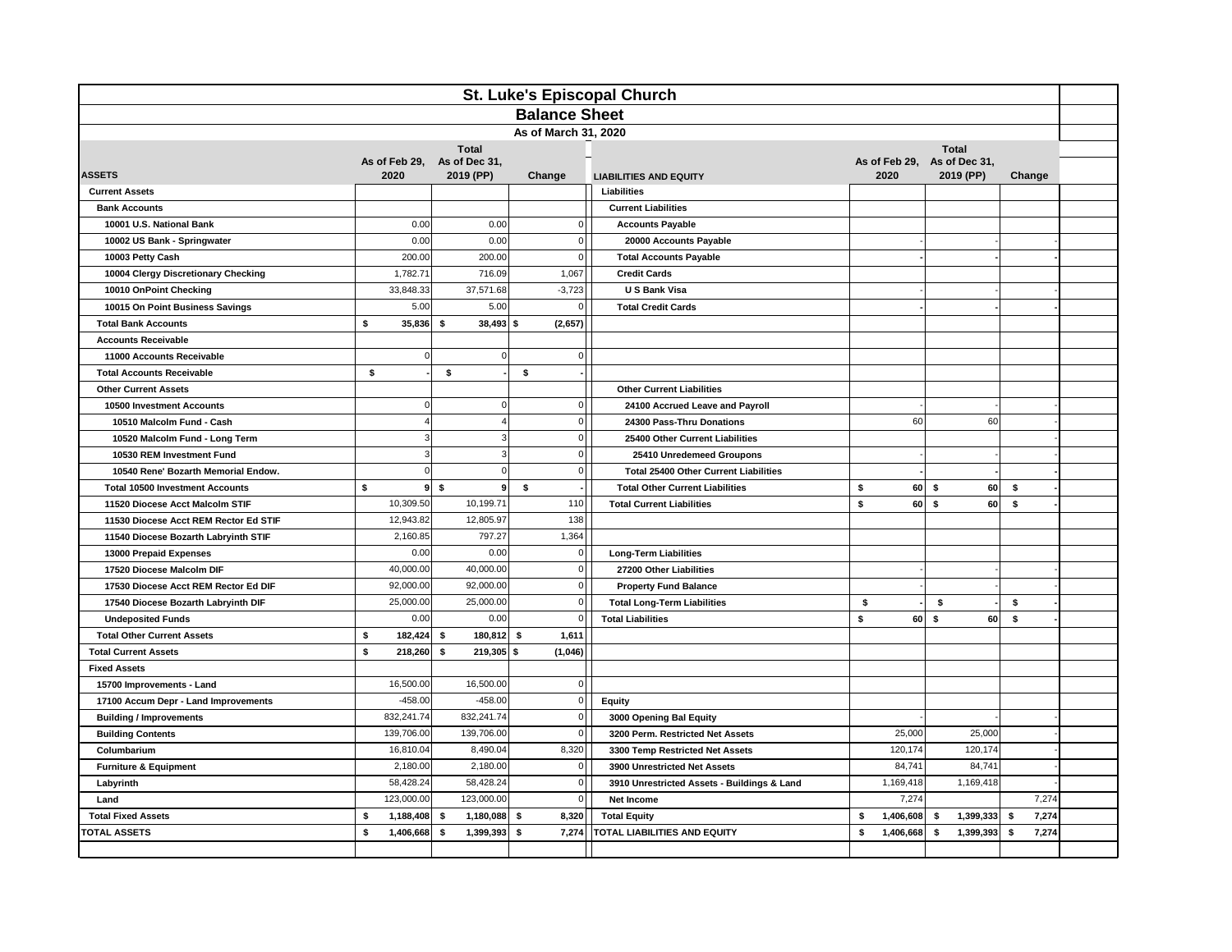# St. Luke's Episcopal Church

## Balance Sheet

### As of March 31, 2020

| ASSETS | As of Feb 29, 2020 | Total As of Dec 31, 2019 (PP) | Change |
|---|---|---|---|
| **Current Assets** | | | |
| **Bank Accounts** | | | |
| 10001 U.S. National Bank | 0.00 | 0.00 | 0 |
| 10002 US Bank - Springwater | 0.00 | 0.00 | 0 |
| 10003 Petty Cash | 200.00 | 200.00 | 0 |
| 10004 Clergy Discretionary Checking | 1,782.71 | 716.09 | 1,067 |
| 10010 OnPoint Checking | 33,848.33 | 37,571.68 | -3,723 |
| 10015 On Point Business Savings | 5.00 | 5.00 | 0 |
| **Total Bank Accounts** | $ 35,836 | $ 38,493 | $ (2,657) |
| **Accounts Receivable** | | | |
| 11000 Accounts Receivable | 0 | 0 | 0 |
| **Total Accounts Receivable** | $ - | $ - | $ - |
| **Other Current Assets** | | | |
| 10500 Investment Accounts | 0 | 0 | 0 |
| 10510 Malcolm Fund - Cash | 4 | 4 | 0 |
| 10520 Malcolm Fund - Long Term | 3 | 3 | 0 |
| 10530 REM Investment Fund | 3 | 3 | 0 |
| 10540 Rene' Bozarth Memorial Endow. | 0 | 0 | 0 |
| **Total 10500 Investment Accounts** | $ 9 | $ 9 | $ - |
| 11520 Diocese Acct Malcolm STIF | 10,309.50 | 10,199.71 | 110 |
| 11530 Diocese Acct REM Rector Ed STIF | 12,943.82 | 12,805.97 | 138 |
| 11540 Diocese Bozarth Labryinth STIF | 2,160.85 | 797.27 | 1,364 |
| 13000 Prepaid Expenses | 0.00 | 0.00 | 0 |
| 17520 Diocese Malcolm DIF | 40,000.00 | 40,000.00 | 0 |
| 17530 Diocese Acct REM Rector Ed DIF | 92,000.00 | 92,000.00 | 0 |
| 17540 Diocese Bozarth Labryinth DIF | 25,000.00 | 25,000.00 | 0 |
| Undeposited Funds | 0.00 | 0.00 | 0 |
| **Total Other Current Assets** | $ 182,424 | $ 180,812 | $ 1,611 |
| **Total Current Assets** | $ 218,260 | $ 219,305 | $ (1,046) |
| **Fixed Assets** | | | |
| 15700 Improvements - Land | 16,500.00 | 16,500.00 | 0 |
| 17100 Accum Depr - Land Improvements | -458.00 | -458.00 | 0 |
| Building / Improvements | 832,241.74 | 832,241.74 | 0 |
| Building Contents | 139,706.00 | 139,706.00 | 0 |
| Columbarium | 16,810.04 | 8,490.04 | 8,320 |
| Furniture & Equipment | 2,180.00 | 2,180.00 | 0 |
| Labyrinth | 58,428.24 | 58,428.24 | 0 |
| Land | 123,000.00 | 123,000.00 | 0 |
| **Total Fixed Assets** | $ 1,188,408 | $ 1,180,088 | $ 8,320 |
| **TOTAL ASSETS** | $ 1,406,668 | $ 1,399,393 | $ 7,274 |

| LIABILITIES AND EQUITY | As of Feb 29, 2020 | Total As of Dec 31, 2019 (PP) | Change |
|---|---|---|---|
| **Liabilities** | | | |
| **Current Liabilities** | | | |
| **Accounts Payable** | | | |
| 20000 Accounts Payable | - | - | - |
| **Total Accounts Payable** | - | - | - |
| **Credit Cards** | | | |
| U S Bank Visa | - | - | - |
| **Total Credit Cards** | - | - | - |
| **Other Current Liabilities** | | | |
| 24100 Accrued Leave and Payroll | - | - | - |
| 24300 Pass-Thru Donations | 60 | 60 | - |
| 25400 Other Current Liabilities | | | - |
| 25410 Unredemeed Groupons | - | - | - |
| **Total 25400 Other Current Liabilities** | - | - | - |
| **Total Other Current Liabilities** | $ 60 | $ 60 | $ - |
| **Total Current Liabilities** | $ 60 | $ 60 | $ - |
| **Long-Term Liabilities** | | | |
| 27200 Other Liabilities | - | - | - |
| Property Fund Balance | - | - | - |
| **Total Long-Term Liabilities** | $ - | $ - | $ - |
| **Total Liabilities** | $ 60 | $ 60 | $ - |
| **Equity** | | | |
| 3000 Opening Bal Equity | - | - | - |
| 3200 Perm. Restricted Net Assets | 25,000 | 25,000 | - |
| 3300 Temp Restricted Net Assets | 120,174 | 120,174 | - |
| 3900 Unrestricted Net Assets | 84,741 | 84,741 | - |
| 3910 Unrestricted Assets - Buildings & Land | 1,169,418 | 1,169,418 | - |
| Net Income | 7,274 | | 7,274 |
| **Total Equity** | $ 1,406,608 | $ 1,399,333 | $ 7,274 |
| **TOTAL LIABILITIES AND EQUITY** | $ 1,406,668 | $ 1,399,393 | $ 7,274 |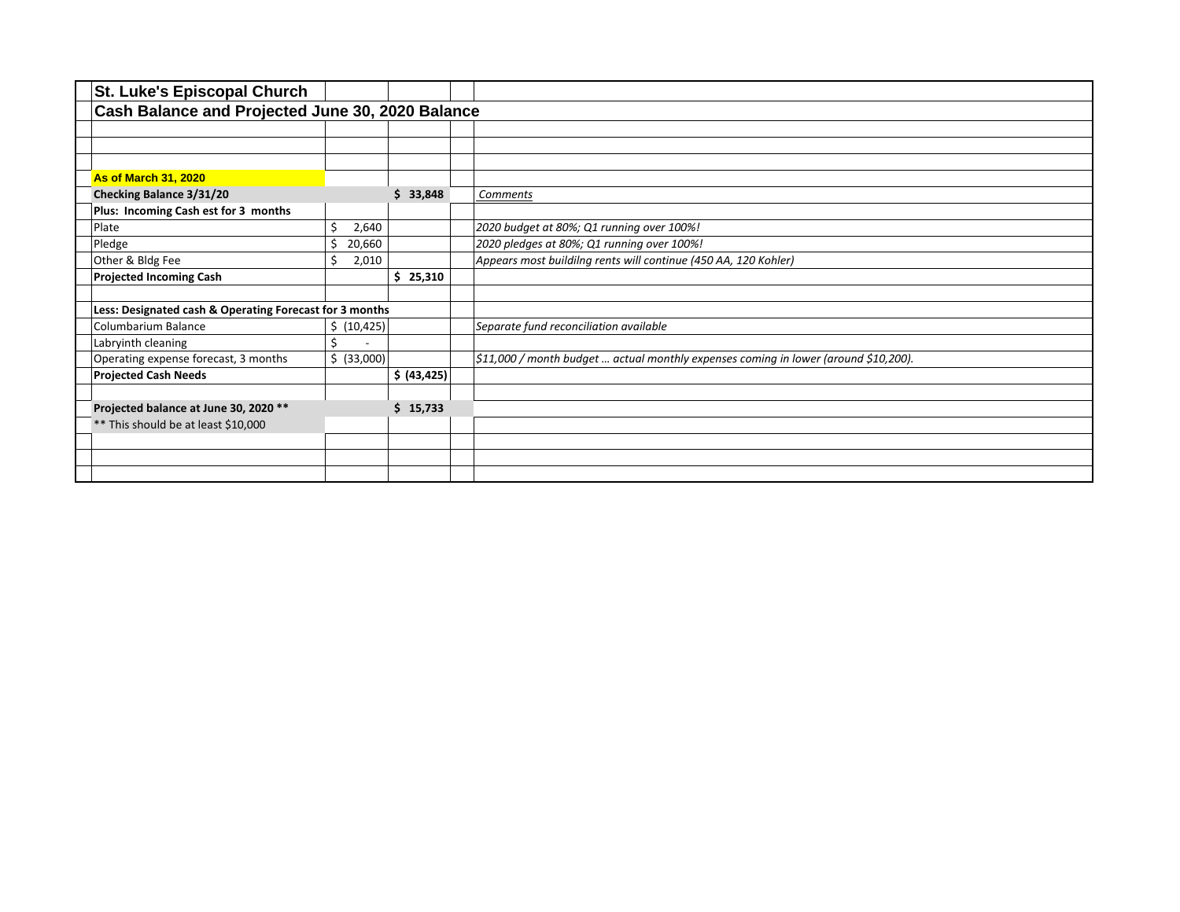# St. Luke's Episcopal Church

## Cash Balance and Projected June 30, 2020 Balance

| | | | |
|---|---|---|---|
| **As of March 31, 2020** | | | |
| **Checking Balance 3/31/20** | | **$ 33,848** | *Comments* |
| **Plus: Incoming Cash est for 3 months** | | | |
| Plate | $ 2,640 | | *2020 budget at 80%; Q1 running over 100%!* |
| Pledge | $ 20,660 | | *2020 pledges at 80%; Q1 running over 100%!* |
| Other & Bldg Fee | $ 2,010 | | *Appears most buildilng rents will continue (450 AA, 120 Kohler)* |
| **Projected Incoming Cash** | | **$ 25,310** | |
| | | | |
| **Less: Designated cash & Operating Forecast for 3 months** | | | |
| Columbarium Balance | $ (10,425) | | *Separate fund reconciliation available* |
| Labryinth cleaning | $ - | | |
| Operating expense forecast, 3 months | $ (33,000) | | *$11,000 / month budget … actual monthly expenses coming in lower (around $10,200).* |
| **Projected Cash Needs** | | **$ (43,425)** | |
| | | | |
| **Projected balance at June 30, 2020 \*\*** | | **$ 15,733** | |
| ** This should be at least $10,000 | | | |